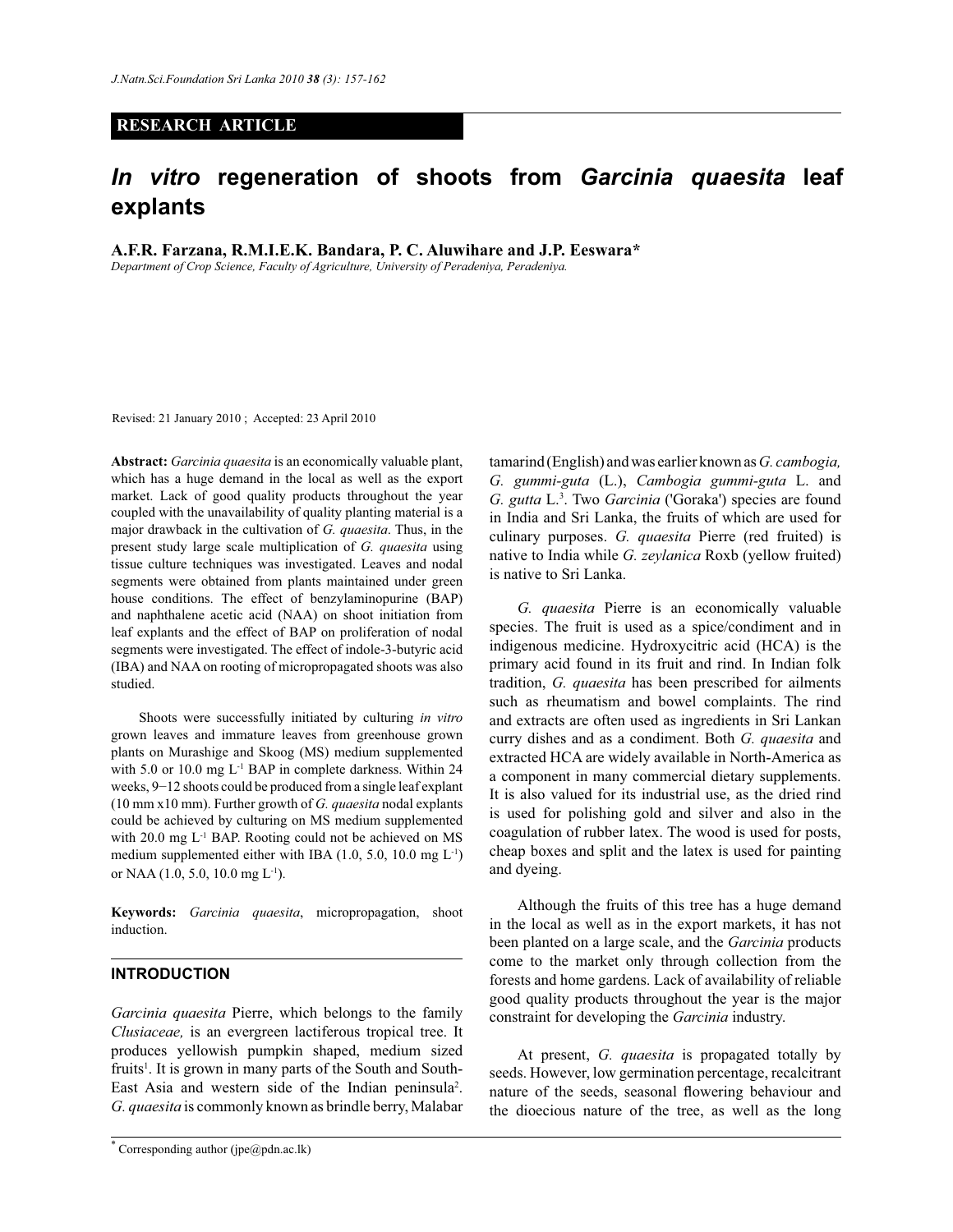**RESEARCH ARTICLE**

# *In vitro* regeneration of shoots from *Garcinia quaesita* leaf explants

**A.F.R. Farzana, R.M.I.E.K. Bandara, P. C. Aluwihare and J.P. Eeswara***

*Department of Crop Science, Faculty of Agriculture, University of Peradeniya, Peradeniya.*

Revised: 21 January 2010 ; Accepted: 23 April 2010

**Abstract:** *Garcinia quaesita* is an economically valuable plant, which has a huge demand in the local as well as the export market. Lack of good quality products throughout the year coupled with the unavailability of quality planting material is a major drawback in the cultivation of *G. quaesita*. Thus, in the present study large scale multiplication of *G. quaesita* using tissue culture techniques was investigated. Leaves and nodal segments were obtained from plants maintained under green house conditions. The effect of benzylaminopurine (BAP) and naphthalene acetic acid (NAA) on shoot initiation from leaf explants and the effect of BAP on proliferation of nodal segments were investigated. The effect of indole-3-butyric acid (IBA) and NAA on rooting of micropropagated shoots was also studied.

Shoots were successfully initiated by culturing *in vitro* grown leaves and immature leaves from greenhouse grown plants on Murashige and Skoog (MS) medium supplemented with 5.0 or 10.0 mg $L^{-1}$ BAP in complete darkness. Within 24 weeks, 9−12 shoots could be produced from a single leaf explant (10 mm x10 mm). Further growth of *G. quaesita* nodal explants could be achieved by culturing on MS medium supplemented with 20.0 mg $L^{-1}$ BAP. Rooting could not be achieved on MS medium supplemented either with IBA (1.0, 5.0, 10.0 mg $L^{-1}$) or NAA (1.0, 5.0, 10.0 mg $L^{-1}$).

**Keywords:** *Garcinia quaesita*, micropropagation, shoot induction.

## INTRODUCTION

*Garcinia quaesita* Pierre, which belongs to the family *Clusiaceae,* is an evergreen lactiferous tropical tree. It produces yellowish pumpkin shaped, medium sized fruits[1]. It is grown in many parts of the South and South-East Asia and western side of the Indian peninsula[2]. *G. quaesita* is commonly known as brindle berry, Malabar tamarind (English) and was earlier known as *G. cambogia, G. gummi-guta* (L.), *Cambogia gummi-guta* L. and *G. gutta* L.[3]. Two *Garcinia* ('Goraka') species are found in India and Sri Lanka, the fruits of which are used for culinary purposes. *G. quaesita* Pierre (red fruited) is native to India while *G. zeylanica* Roxb (yellow fruited) is native to Sri Lanka.

*G. quaesita* Pierre is an economically valuable species. The fruit is used as a spice/condiment and in indigenous medicine. Hydroxycitric acid (HCA) is the primary acid found in its fruit and rind. In Indian folk tradition, *G. quaesita* has been prescribed for ailments such as rheumatism and bowel complaints. The rind and extracts are often used as ingredients in Sri Lankan curry dishes and as a condiment. Both *G. quaesita* and extracted HCA are widely available in North-America as a component in many commercial dietary supplements. It is also valued for its industrial use, as the dried rind is used for polishing gold and silver and also in the coagulation of rubber latex. The wood is used for posts, cheap boxes and split and the latex is used for painting and dyeing.

Although the fruits of this tree has a huge demand in the local as well as in the export markets, it has not been planted on a large scale, and the *Garcinia* products come to the market only through collection from the forests and home gardens. Lack of availability of reliable good quality products throughout the year is the major constraint for developing the *Garcinia* industry.

At present, *G. quaesita* is propagated totally by seeds. However, low germination percentage, recalcitrant nature of the seeds, seasonal flowering behaviour and the dioecious nature of the tree, as well as the long

* Corresponding author (jpe@pdn.ac.lk)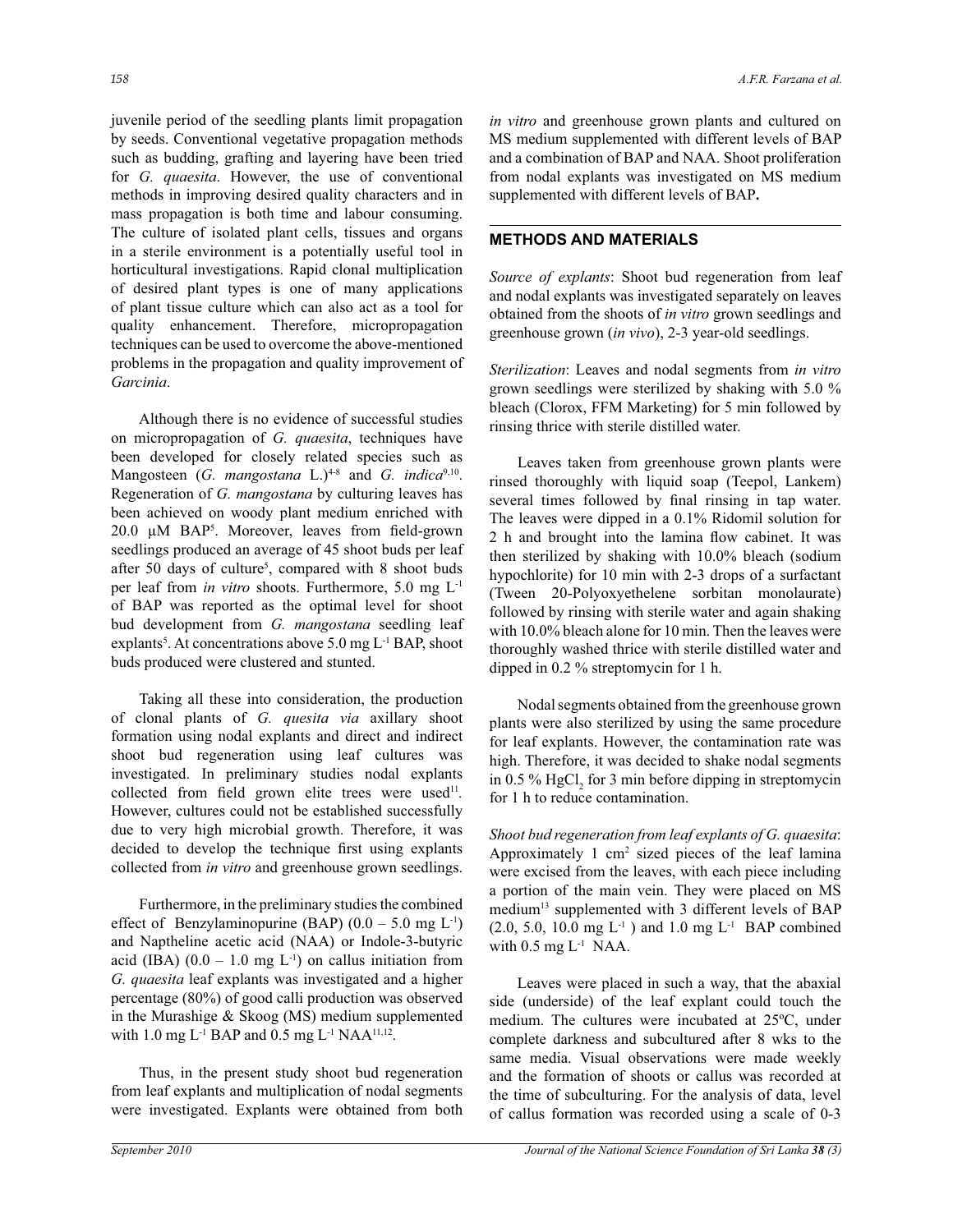juvenile period of the seedling plants limit propagation by seeds. Conventional vegetative propagation methods such as budding, grafting and layering have been tried for *G. quaesita*. However, the use of conventional methods in improving desired quality characters and in mass propagation is both time and labour consuming. The culture of isolated plant cells, tissues and organs in a sterile environment is a potentially useful tool in horticultural investigations. Rapid clonal multiplication of desired plant types is one of many applications of plant tissue culture which can also act as a tool for quality enhancement. Therefore, micropropagation techniques can be used to overcome the above-mentioned problems in the propagation and quality improvement of *Garcinia*.

Although there is no evidence of successful studies on micropropagation of *G. quaesita*, techniques have been developed for closely related species such as Mangosteen (*G. mangostana* L.)[4-8] and *G. indica*[9,10]. Regeneration of *G. mangostana* by culturing leaves has been achieved on woody plant medium enriched with 20.0 µM BAP[5]. Moreover, leaves from field-grown seedlings produced an average of 45 shoot buds per leaf after 50 days of culture[5], compared with 8 shoot buds per leaf from *in vitro* shoots. Furthermore, 5.0 mg $L^{-1}$ of BAP was reported as the optimal level for shoot bud development from *G. mangostana* seedling leaf explants[5]. At concentrations above 5.0 mg $L^{-1}$ BAP, shoot buds produced were clustered and stunted.

Taking all these into consideration, the production of clonal plants of *G. quesita via* axillary shoot formation using nodal explants and direct and indirect shoot bud regeneration using leaf cultures was investigated. In preliminary studies nodal explants collected from field grown elite trees were used[11]. However, cultures could not be established successfully due to very high microbial growth. Therefore, it was decided to develop the technique first using explants collected from *in vitro* and greenhouse grown seedlings.

Furthermore, in the preliminary studies the combined effect of Benzylaminopurine (BAP) (0.0 – 5.0 mg $L^{-1}$) and Naptheline acetic acid (NAA) or Indole-3-butyric acid (IBA) (0.0 – 1.0 mg $L^{-1}$) on callus initiation from *G. quaesita* leaf explants was investigated and a higher percentage (80%) of good calli production was observed in the Murashige & Skoog (MS) medium supplemented with 1.0 mg $L^{-1}$ BAP and 0.5 mg $L^{-1}$ NAA[11,12].

Thus, in the present study shoot bud regeneration from leaf explants and multiplication of nodal segments were investigated. Explants were obtained from both *in vitro* and greenhouse grown plants and cultured on MS medium supplemented with different levels of BAP and a combination of BAP and NAA. Shoot proliferation from nodal explants was investigated on MS medium supplemented with different levels of BAP**.**

## METHODS AND MATERIALS

*Source of explants*: Shoot bud regeneration from leaf and nodal explants was investigated separately on leaves obtained from the shoots of *in vitro* grown seedlings and greenhouse grown (*in vivo*), 2-3 year-old seedlings.

*Sterilization*: Leaves and nodal segments from *in vitro* grown seedlings were sterilized by shaking with 5.0 % bleach (Clorox, FFM Marketing) for 5 min followed by rinsing thrice with sterile distilled water.

Leaves taken from greenhouse grown plants were rinsed thoroughly with liquid soap (Teepol, Lankem) several times followed by final rinsing in tap water. The leaves were dipped in a 0.1% Ridomil solution for 2 h and brought into the lamina flow cabinet. It was then sterilized by shaking with 10.0% bleach (sodium hypochlorite) for 10 min with 2-3 drops of a surfactant (Tween 20-Polyoxyethelene sorbitan monolaurate) followed by rinsing with sterile water and again shaking with 10.0% bleach alone for 10 min. Then the leaves were thoroughly washed thrice with sterile distilled water and dipped in 0.2 % streptomycin for 1 h.

Nodal segments obtained from the greenhouse grown plants were also sterilized by using the same procedure for leaf explants. However, the contamination rate was high. Therefore, it was decided to shake nodal segments in 0.5 % $HgCl_2$ for 3 min before dipping in streptomycin for 1 h to reduce contamination.

*Shoot bud regeneration from leaf explants of G. quaesita*: Approximately 1 $cm^2$ sized pieces of the leaf lamina were excised from the leaves, with each piece including a portion of the main vein. They were placed on MS medium[13] supplemented with 3 different levels of BAP (2.0, 5.0, 10.0 mg $L^{-1}$ ) and 1.0 mg $L^{-1}$ BAP combined with 0.5 mg $L^{-1}$ NAA.

Leaves were placed in such a way, that the abaxial side (underside) of the leaf explant could touch the medium. The cultures were incubated at 25ºC, under complete darkness and subcultured after 8 wks to the same media. Visual observations were made weekly and the formation of shoots or callus was recorded at the time of subculturing. For the analysis of data, level of callus formation was recorded using a scale of 0-3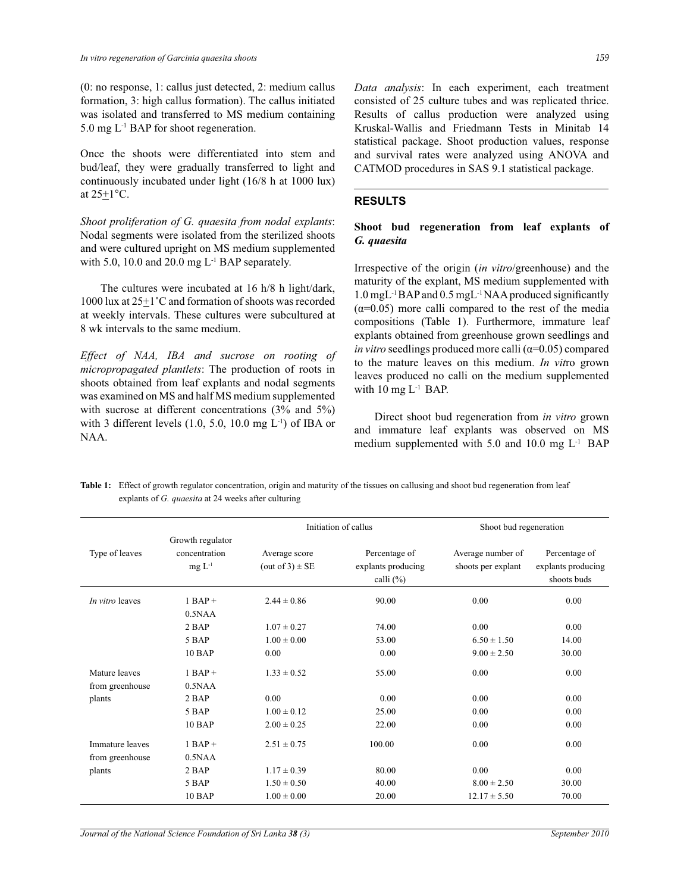(0: no response, 1: callus just detected, 2: medium callus formation, 3: high callus formation). The callus initiated was isolated and transferred to MS medium containing 5.0 mg $L^{-1}$ BAP for shoot regeneration.

Once the shoots were differentiated into stem and bud/leaf, they were gradually transferred to light and continuously incubated under light (16/8 h at 1000 lux) at 25±1°C.

*Shoot proliferation of G. quaesita from nodal explants*: Nodal segments were isolated from the sterilized shoots and were cultured upright on MS medium supplemented with 5.0, 10.0 and 20.0 mg $L^{-1}$ BAP separately.

The cultures were incubated at 16 h/8 h light/dark, 1000 lux at 25±1˚C and formation of shoots was recorded at weekly intervals. These cultures were subcultured at 8 wk intervals to the same medium.

*Effect of NAA, IBA and sucrose on rooting of micropropagated plantlets*: The production of roots in shoots obtained from leaf explants and nodal segments was examined on MS and half MS medium supplemented with sucrose at different concentrations (3% and 5%) with 3 different levels (1.0, 5.0, 10.0 mg $L^{-1}$) of IBA or NAA.

*Data analysis*: In each experiment, each treatment consisted of 25 culture tubes and was replicated thrice. Results of callus production were analyzed using Kruskal-Wallis and Friedmann Tests in Minitab 14 statistical package. Shoot production values, response and survival rates were analyzed using ANOVA and CATMOD procedures in SAS 9.1 statistical package.

## RESULTS

### Shoot bud regeneration from leaf explants of *G. quaesita*

Irrespective of the origin (*in vitro*/greenhouse) and the maturity of the explant, MS medium supplemented with 1.0 mg$L^{-1}$ BAP and 0.5 mg$L^{-1}$ NAA produced significantly ($\alpha$=0.05) more calli compared to the rest of the media compositions (Table 1). Furthermore, immature leaf explants obtained from greenhouse grown seedlings and *in vitro* seedlings produced more calli ($\alpha$=0.05) compared to the mature leaves on this medium. *In vitro* grown leaves produced no calli on the medium supplemented with 10 mg $L^{-1}$ BAP.

Direct shoot bud regeneration from *in vitro* grown and immature leaf explants was observed on MS medium supplemented with 5.0 and 10.0 mg $L^{-1}$ BAP

**Table 1:** Effect of growth regulator concentration, origin and maturity of the tissues on callusing and shoot bud regeneration from leaf explants of *G. quaesita* at 24 weeks after culturing

| Type of leaves | Growth regulator concentration mg $L^{-1}$ | Initiation of callus | | Shoot bud regeneration | |
|---|---|---|---|---|---|
| | | Average score (out of 3) ± SE | Percentage of explants producing calli (%) | Average number of shoots per explant | Percentage of explants producing shoots buds |
| *In vitro* leaves | 1 BAP + 0.5NAA | 2.44 ± 0.86 | 90.00 | 0.00 | 0.00 |
| | 2 BAP | 1.07 ± 0.27 | 74.00 | 0.00 | 0.00 |
| | 5 BAP | 1.00 ± 0.00 | 53.00 | 6.50 ± 1.50 | 14.00 |
| | 10 BAP | 0.00 | 0.00 | 9.00 ± 2.50 | 30.00 |
| Mature leaves from greenhouse plants | 1 BAP + 0.5NAA | 1.33 ± 0.52 | 55.00 | 0.00 | 0.00 |
| | 2 BAP | 0.00 | 0.00 | 0.00 | 0.00 |
| | 5 BAP | 1.00 ± 0.12 | 25.00 | 0.00 | 0.00 |
| | 10 BAP | 2.00 ± 0.25 | 22.00 | 0.00 | 0.00 |
| Immature leaves from greenhouse plants | 1 BAP + 0.5NAA | 2.51 ± 0.75 | 100.00 | 0.00 | 0.00 |
| | 2 BAP | 1.17 ± 0.39 | 80.00 | 0.00 | 0.00 |
| | 5 BAP | 1.50 ± 0.50 | 40.00 | 8.00 ± 2.50 | 30.00 |
| | 10 BAP | 1.00 ± 0.00 | 20.00 | 12.17 ± 5.50 | 70.00 |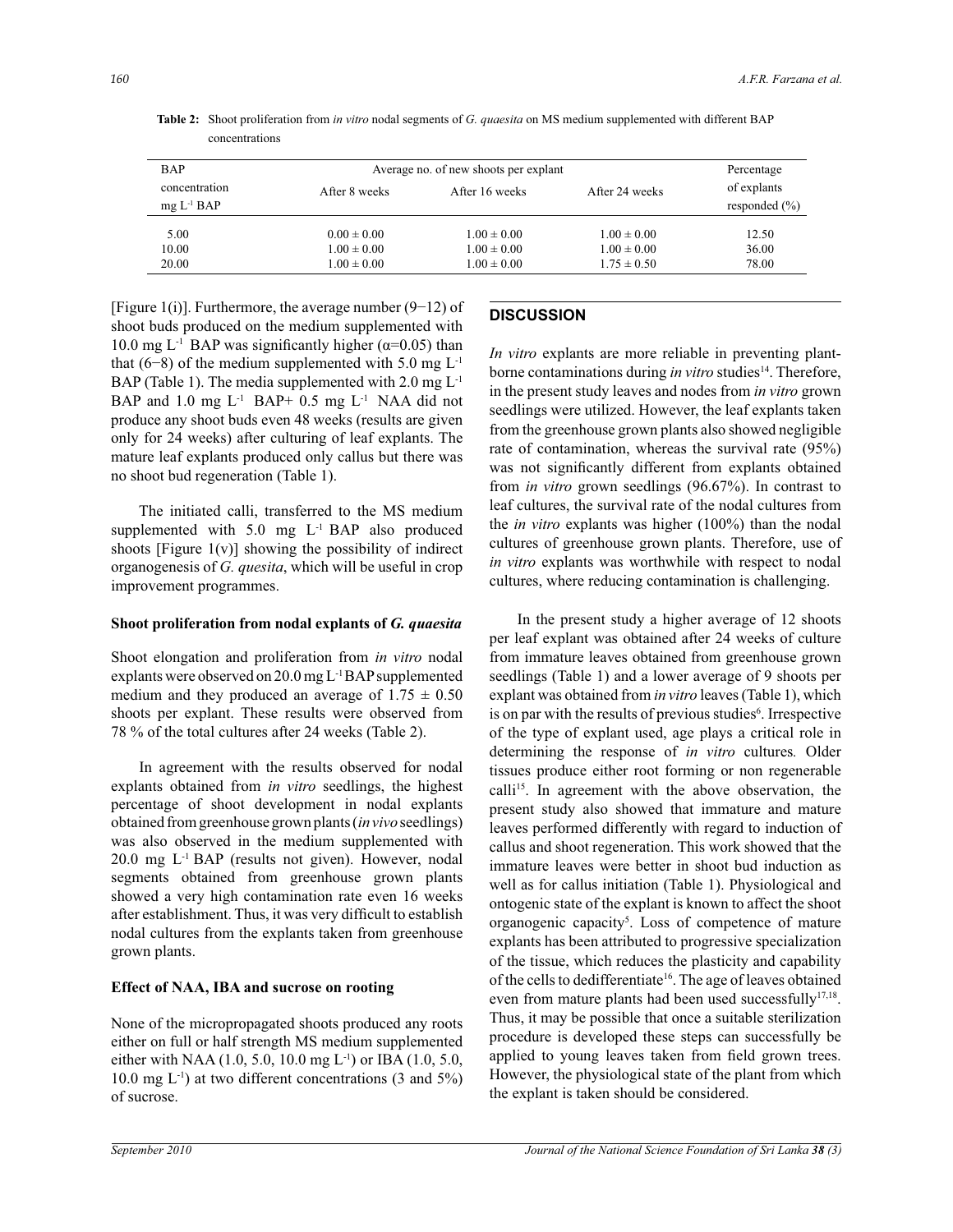**Table 2:** Shoot proliferation from *in vitro* nodal segments of *G. quaesita* on MS medium supplemented with different BAP concentrations

| BAP concentration mg $L^{-1}$ BAP | Average no. of new shoots per explant | | | Percentage of explants responded (%) |
|---|---|---|---|---|
| | After 8 weeks | After 16 weeks | After 24 weeks | |
| 5.00 | 0.00 ± 0.00 | 1.00 ± 0.00 | 1.00 ± 0.00 | 12.50 |
| 10.00 | 1.00 ± 0.00 | 1.00 ± 0.00 | 1.00 ± 0.00 | 36.00 |
| 20.00 | 1.00 ± 0.00 | 1.00 ± 0.00 | 1.75 ± 0.50 | 78.00 |

[Figure 1(i)]. Furthermore, the average number (9−12) of shoot buds produced on the medium supplemented with 10.0 mg $L^{-1}$ BAP was significantly higher ($\alpha$=0.05) than that (6−8) of the medium supplemented with 5.0 mg $L^{-1}$ BAP (Table 1). The media supplemented with 2.0 mg $L^{-1}$ BAP and 1.0 mg $L^{-1}$ BAP+ 0.5 mg $L^{-1}$ NAA did not produce any shoot buds even 48 weeks (results are given only for 24 weeks) after culturing of leaf explants. The mature leaf explants produced only callus but there was no shoot bud regeneration (Table 1).

The initiated calli, transferred to the MS medium supplemented with 5.0 mg $L^{-1}$ BAP also produced shoots [Figure 1(v)] showing the possibility of indirect organogenesis of *G. quesita*, which will be useful in crop improvement programmes.

**Shoot proliferation from nodal explants of *G. quaesita***

Shoot elongation and proliferation from *in vitro* nodal explants were observed on 20.0 mg $L^{-1}$ BAP supplemented medium and they produced an average of 1.75 ± 0.50 shoots per explant. These results were observed from 78 % of the total cultures after 24 weeks (Table 2).

In agreement with the results observed for nodal explants obtained from *in vitro* seedlings, the highest percentage of shoot development in nodal explants obtained from greenhouse grown plants (*in vivo* seedlings) was also observed in the medium supplemented with 20.0 mg $L^{-1}$ BAP (results not given). However, nodal segments obtained from greenhouse grown plants showed a very high contamination rate even 16 weeks after establishment. Thus, it was very difficult to establish nodal cultures from the explants taken from greenhouse grown plants.

**Effect of NAA, IBA and sucrose on rooting**

None of the micropropagated shoots produced any roots either on full or half strength MS medium supplemented either with NAA (1.0, 5.0, 10.0 mg $L^{-1}$) or IBA (1.0, 5.0, 10.0 mg $L^{-1}$) at two different concentrations (3 and 5%) of sucrose.

## DISCUSSION

*In vitro* explants are more reliable in preventing plant-borne contaminations during *in vitro* studies[14]. Therefore, in the present study leaves and nodes from *in vitro* grown seedlings were utilized. However, the leaf explants taken from the greenhouse grown plants also showed negligible rate of contamination, whereas the survival rate (95%) was not significantly different from explants obtained from *in vitro* grown seedlings (96.67%). In contrast to leaf cultures, the survival rate of the nodal cultures from the *in vitro* explants was higher (100%) than the nodal cultures of greenhouse grown plants. Therefore, use of *in vitro* explants was worthwhile with respect to nodal cultures, where reducing contamination is challenging.

In the present study a higher average of 12 shoots per leaf explant was obtained after 24 weeks of culture from immature leaves obtained from greenhouse grown seedlings (Table 1) and a lower average of 9 shoots per explant was obtained from *in vitro* leaves (Table 1), which is on par with the results of previous studies[6]. Irrespective of the type of explant used, age plays a critical role in determining the response of *in vitro* cultures. Older tissues produce either root forming or non regenerable calli[15]. In agreement with the above observation, the present study also showed that immature and mature leaves performed differently with regard to induction of callus and shoot regeneration. This work showed that the immature leaves were better in shoot bud induction as well as for callus initiation (Table 1). Physiological and ontogenic state of the explant is known to affect the shoot organogenic capacity[5]. Loss of competence of mature explants has been attributed to progressive specialization of the tissue, which reduces the plasticity and capability of the cells to dedifferentiate[16]. The age of leaves obtained even from mature plants had been used successfully[17,18]. Thus, it may be possible that once a suitable sterilization procedure is developed these steps can successfully be applied to young leaves taken from field grown trees. However, the physiological state of the plant from which the explant is taken should be considered.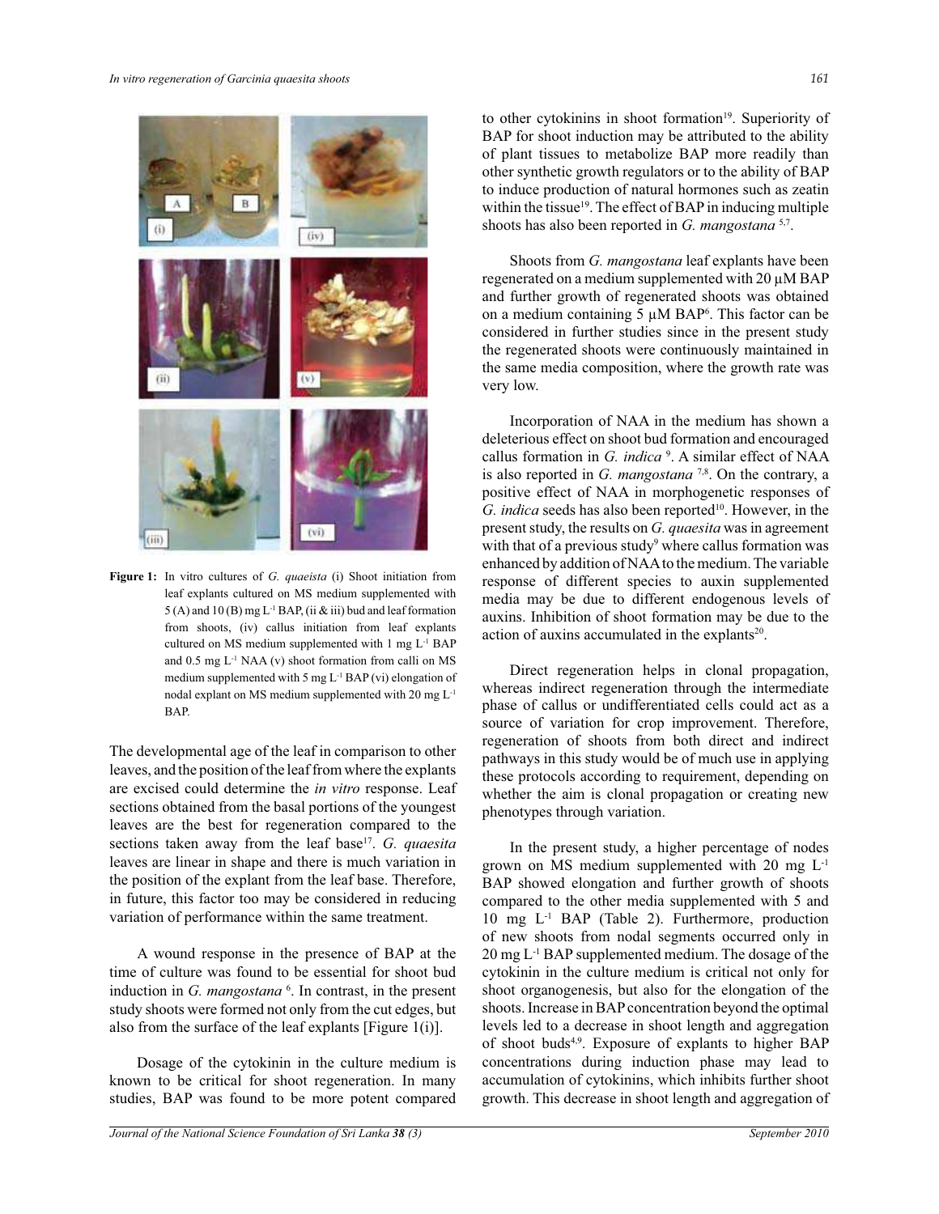**Figure 1:** In vitro cultures of *G. quaeista* (i) Shoot initiation from leaf explants cultured on MS medium supplemented with 5 (A) and 10 (B) mg $L^{-1}$ BAP, (ii & iii) bud and leaf formation from shoots, (iv) callus initiation from leaf explants cultured on MS medium supplemented with 1 mg $L^{-1}$ BAP and 0.5 mg $L^{-1}$ NAA (v) shoot formation from calli on MS medium supplemented with 5 mg $L^{-1}$ BAP (vi) elongation of nodal explant on MS medium supplemented with 20 mg $L^{-1}$ BAP.

The developmental age of the leaf in comparison to other leaves, and the position of the leaf from where the explants are excised could determine the *in vitro* response. Leaf sections obtained from the basal portions of the youngest leaves are the best for regeneration compared to the sections taken away from the leaf base[17]. *G. quaesita* leaves are linear in shape and there is much variation in the position of the explant from the leaf base. Therefore, in future, this factor too may be considered in reducing variation of performance within the same treatment.

A wound response in the presence of BAP at the time of culture was found to be essential for shoot bud induction in *G. mangostana* [6]. In contrast, in the present study shoots were formed not only from the cut edges, but also from the surface of the leaf explants [Figure 1(i)].

Dosage of the cytokinin in the culture medium is known to be critical for shoot regeneration. In many studies, BAP was found to be more potent compared to other cytokinins in shoot formation[19]. Superiority of BAP for shoot induction may be attributed to the ability of plant tissues to metabolize BAP more readily than other synthetic growth regulators or to the ability of BAP to induce production of natural hormones such as zeatin within the tissue[19]. The effect of BAP in inducing multiple shoots has also been reported in *G. mangostana* [5,7].

Shoots from *G. mangostana* leaf explants have been regenerated on a medium supplemented with 20 µM BAP and further growth of regenerated shoots was obtained on a medium containing 5 µM BAP[6]. This factor can be considered in further studies since in the present study the regenerated shoots were continuously maintained in the same media composition, where the growth rate was very low.

Incorporation of NAA in the medium has shown a deleterious effect on shoot bud formation and encouraged callus formation in *G. indica* [9]. A similar effect of NAA is also reported in *G. mangostana* [7,8]. On the contrary, a positive effect of NAA in morphogenetic responses of *G. indica* seeds has also been reported[10]. However, in the present study, the results on *G. quaesita* was in agreement with that of a previous study[9] where callus formation was enhanced by addition of NAA to the medium. The variable response of different species to auxin supplemented media may be due to different endogenous levels of auxins. Inhibition of shoot formation may be due to the action of auxins accumulated in the explants[20].

Direct regeneration helps in clonal propagation, whereas indirect regeneration through the intermediate phase of callus or undifferentiated cells could act as a source of variation for crop improvement. Therefore, regeneration of shoots from both direct and indirect pathways in this study would be of much use in applying these protocols according to requirement, depending on whether the aim is clonal propagation or creating new phenotypes through variation.

In the present study, a higher percentage of nodes grown on MS medium supplemented with 20 mg $L^{-1}$ BAP showed elongation and further growth of shoots compared to the other media supplemented with 5 and 10 mg $L^{-1}$ BAP (Table 2). Furthermore, production of new shoots from nodal segments occurred only in 20 mg $L^{-1}$ BAP supplemented medium. The dosage of the cytokinin in the culture medium is critical not only for shoot organogenesis, but also for the elongation of the shoots. Increase in BAP concentration beyond the optimal levels led to a decrease in shoot length and aggregation of shoot buds[4,9]. Exposure of explants to higher BAP concentrations during induction phase may lead to accumulation of cytokinins, which inhibits further shoot growth. This decrease in shoot length and aggregation of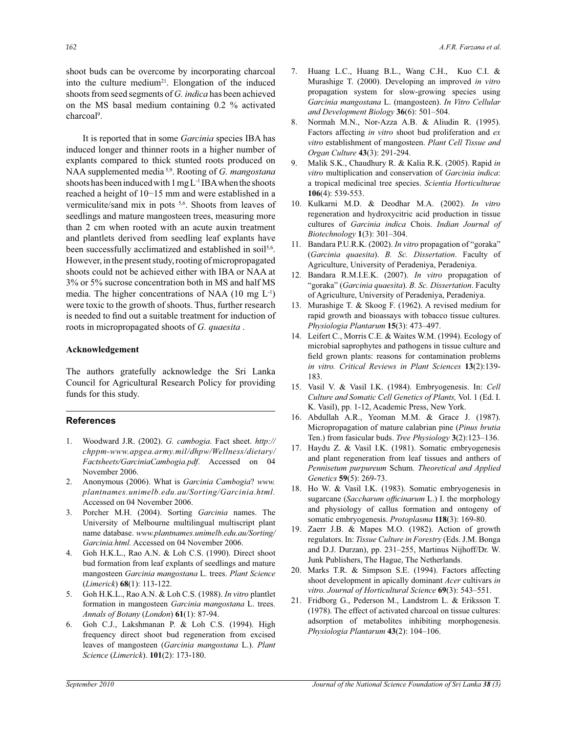shoot buds can be overcome by incorporating charcoal into the culture medium[21]. Elongation of the induced shoots from seed segments of *G. indica* has been achieved on the MS basal medium containing 0.2 % activated charcoal[9].

It is reported that in some *Garcinia* species IBA has induced longer and thinner roots in a higher number of explants compared to thick stunted roots produced on NAA supplemented media [5,9]. Rooting of *G. mangostana* shoots has been induced with 1 mg $L^{-1}$ IBA when the shoots reached a height of 10−15 mm and were established in a vermiculite/sand mix in pots [5,6]. Shoots from leaves of seedlings and mature mangosteen trees, measuring more than 2 cm when rooted with an acute auxin treatment and plantlets derived from seedling leaf explants have been successfully acclimatized and established in soil[5,6]. However, in the present study, rooting of micropropagated shoots could not be achieved either with IBA or NAA at 3% or 5% sucrose concentration both in MS and half MS media. The higher concentrations of NAA (10 mg $L^{-1}$) were toxic to the growth of shoots. Thus, further research is needed to find out a suitable treatment for induction of roots in micropropagated shoots of *G. quaesita* .

**Acknowledgement**

The authors gratefully acknowledge the Sri Lanka Council for Agricultural Research Policy for providing funds for this study.

## References

1. Woodward J.R. (2002). *G. cambogia*. Fact sheet. *http://chppm-www.apgea.army.mil/dhpw/Wellness/dietary/Factsheets/GarciniaCambogia.pdf*. Accessed on 04 November 2006.
2. Anonymous (2006). What is *Garcinia Cambogia*? *www.plantnames.unimelb.edu.au/Sorting/Garcinia.html.* Accessed on 04 November 2006.
3. Porcher M.H. (2004). Sorting *Garcinia* names. The University of Melbourne multilingual multiscript plant name database. *www.plantnames.unimelb.edu.au/Sorting/Garcinia.html.* Accessed on 04 November 2006.
4. Goh H.K.L., Rao A.N. & Loh C.S. (1990). Direct shoot bud formation from leaf explants of seedlings and mature mangosteen *Garcinia mangostana* L. trees. *Plant Science* (*Limerick*) **68**(1): 113-122.
5. Goh H.K.L., Rao A.N. & Loh C.S. (1988). *In vitro* plantlet formation in mangosteen *Garcinia mangostana* L. trees. *Annals of Botany* (*London*) **61**(1): 87-94.
6. Goh C.J., Lakshmanan P. & Loh C.S. (1994). High frequency direct shoot bud regeneration from excised leaves of mangosteen (*Garcinia mangostana* L.). *Plant Science* (*Limerick*). **101**(2): 173-180.
7. Huang L.C., Huang B.L., Wang C.H., Kuo C.I. & Murashige T. (2000). Developing an improved *in vitro* propagation system for slow-growing species using *Garcinia mangostana* L. (mangosteen). *In Vitro Cellular and Development Biology* **36**(6): 501–504.
8. Normah M.N., Nor-Azza A.B. & Aliudin R. (1995). Factors affecting *in vitro* shoot bud proliferation and *ex vitro* establishment of mangosteen. *Plant Cell Tissue and Organ Culture* **43**(3): 291-294.
9. Malik S.K., Chaudhury R. & Kalia R.K. (2005). Rapid *in vitro* multiplication and conservation of *Garcinia indica*: a tropical medicinal tree species. *Scientia Horticulturae* **106**(4): 539-553.
10. Kulkarni M.D. & Deodhar M.A. (2002). *In vitro* regeneration and hydroxycitric acid production in tissue cultures of *Garcinia indica* Chois. *Indian Journal of Biotechnology* **1**(3): 301–304.
11. Bandara P.U.R.K. (2002). *In vitro* propagation of "goraka" (*Garcinia quaesita*). *B. Sc. Dissertation*. Faculty of Agriculture, University of Peradeniya, Peradeniya.
12. Bandara R.M.I.E.K. (2007). *In vitro* propagation of "goraka" (*Garcinia quaesita*). *B. Sc. Dissertation*. Faculty of Agriculture, University of Peradeniya, Peradeniya.
13. Murashige T. & Skoog F. (1962). A revised medium for rapid growth and bioassays with tobacco tissue cultures. *Physiologia Plantarum* **15**(3): 473–497.
14. Leifert C., Morris C.E. & Waites W.M. (1994). Ecology of microbial saprophytes and pathogens in tissue culture and field grown plants: reasons for contamination problems *in vitro. Critical Reviews in Plant Sciences* **13**(2):139-183.
15. Vasil V. & Vasil I.K. (1984). Embryogenesis. In: *Cell Culture and Somatic Cell Genetics of Plants,* Vol. 1 (Ed. I. K. Vasil), pp. 1-12, Academic Press, New York.
16. Abdullah A.R., Yeoman M.M. & Grace J. (1987). Micropropagation of mature calabrian pine (*Pinus brutia* Ten.) from fasicular buds. *Tree Physiology* **3**(2):123–136.
17. Haydu Z. & Vasil I.K. (1981). Somatic embryogenesis and plant regeneration from leaf tissues and anthers of *Pennisetum purpureum* Schum. *Theoretical and Applied Genetics* **59**(5): 269-73.
18. Ho W. & Vasil I.K. (1983). Somatic embryogenesis in sugarcane (*Saccharum officinarum* L.) I. the morphology and physiology of callus formation and ontogeny of somatic embryogenesis. *Protoplasma* **118**(3): 169-80.
19. Zaerr J.B. & Mapes M.O. (1982). Action of growth regulators. In: *Tissue Culture in Forestry* (Eds. J.M. Bonga and D.J. Durzan), pp. 231–255, Martinus Nijhoff/Dr. W. Junk Publishers, The Hague, The Netherlands.
20. Marks T.R. & Simpson S.E. (1994). Factors affecting shoot development in apically dominant *Acer* cultivars *in vitro. Journal of Horticultural Science* **69**(3): 543–551.
21. Fridborg G., Pederson M., Landstrom L. & Eriksson T. (1978). The effect of activated charcoal on tissue cultures: adsorption of metabolites inhibiting morphogenesis. *Physiologia Plantarum* **43**(2): 104–106.